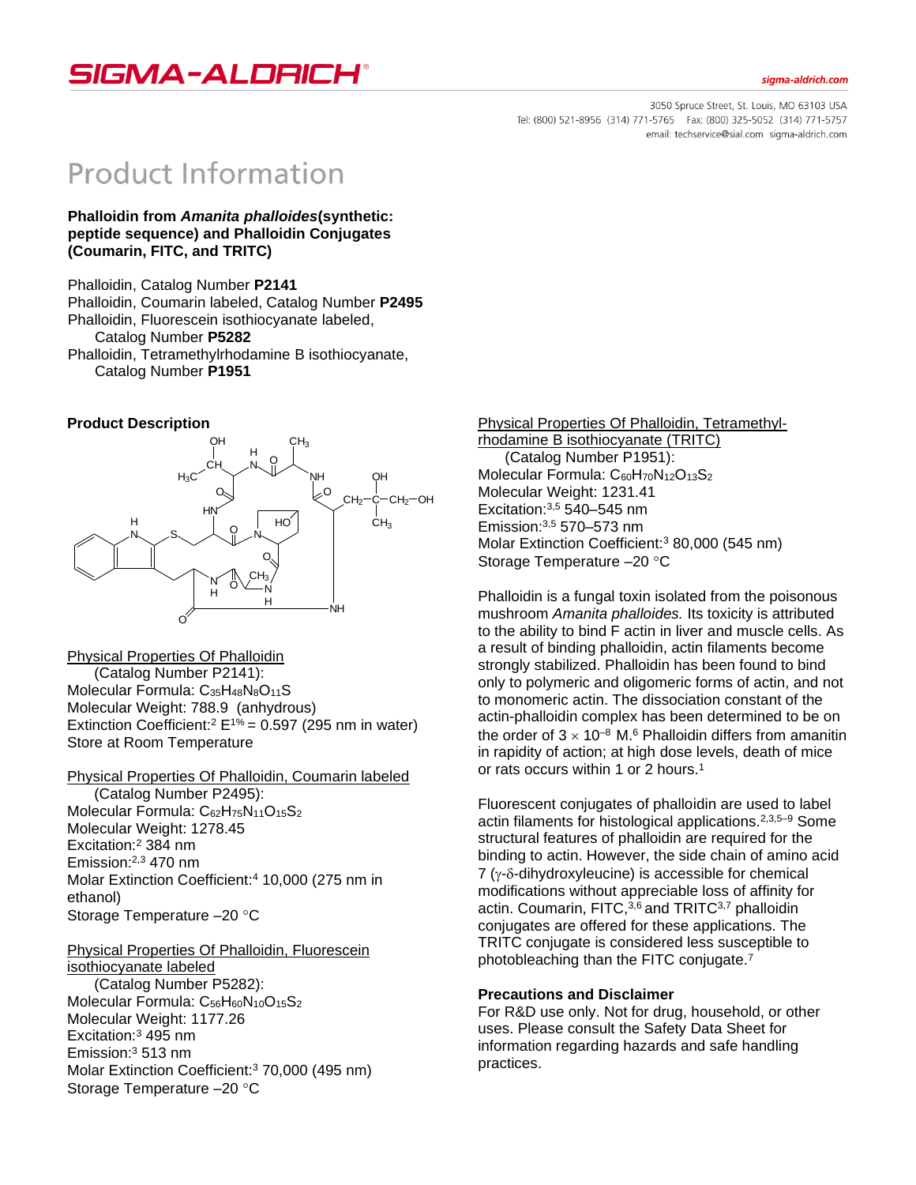# Product Information

**Phalloidin from *Amanita phalloides*(synthetic: peptide sequence) and Phalloidin Conjugates (Coumarin, FITC, and TRITC)**

Phalloidin, Catalog Number **P2141**
Phalloidin, Coumarin labeled, Catalog Number **P2495**
Phalloidin, Fluorescein isothiocyanate labeled, Catalog Number **P5282**
Phalloidin, Tetramethylrhodamine B isothiocyanate, Catalog Number **P1951**

## Product Description

Physical Properties Of Phalloidin
(Catalog Number P2141):
Molecular Formula: $C_{35}H_{48}N_8O_{11}S$
Molecular Weight: 788.9 (anhydrous)
Extinction Coefficient:[2] $E^{1\%} = 0.597$ (295 nm in water)
Store at Room Temperature

Physical Properties Of Phalloidin, Coumarin labeled
(Catalog Number P2495):
Molecular Formula: $C_{62}H_{75}N_{11}O_{15}S_2$
Molecular Weight: 1278.45
Excitation:[2] 384 nm
Emission:[2,3] 470 nm
Molar Extinction Coefficient:[4] 10,000 (275 nm in ethanol)
Storage Temperature –20 °C

Physical Properties Of Phalloidin, Fluorescein isothiocyanate labeled
(Catalog Number P5282):
Molecular Formula: $C_{56}H_{60}N_{10}O_{15}S_2$
Molecular Weight: 1177.26
Excitation:[3] 495 nm
Emission:[3] 513 nm
Molar Extinction Coefficient:[3] 70,000 (495 nm)
Storage Temperature –20 °C

Physical Properties Of Phalloidin, Tetramethyl-rhodamine B isothiocyanate (TRITC)
(Catalog Number P1951):
Molecular Formula: $C_{60}H_{70}N_{12}O_{13}S_2$
Molecular Weight: 1231.41
Excitation:[3,5] 540–545 nm
Emission:[3,5] 570–573 nm
Molar Extinction Coefficient:[3] 80,000 (545 nm)
Storage Temperature –20 °C

Phalloidin is a fungal toxin isolated from the poisonous mushroom *Amanita phalloides.* Its toxicity is attributed to the ability to bind F actin in liver and muscle cells. As a result of binding phalloidin, actin filaments become strongly stabilized. Phalloidin has been found to bind only to polymeric and oligomeric forms of actin, and not to monomeric actin. The dissociation constant of the actin-phalloidin complex has been determined to be on the order of $3 \times 10^{-8}$ M.[6] Phalloidin differs from amanitin in rapidity of action; at high dose levels, death of mice or rats occurs within 1 or 2 hours.[1]

Fluorescent conjugates of phalloidin are used to label actin filaments for histological applications.[2,3,5–9] Some structural features of phalloidin are required for the binding to actin. However, the side chain of amino acid 7 (γ-δ-dihydroxyleucine) is accessible for chemical modifications without appreciable loss of affinity for actin. Coumarin, FITC,[3,6] and TRITC[3,7] phalloidin conjugates are offered for these applications. The TRITC conjugate is considered less susceptible to photobleaching than the FITC conjugate.[7]

## Precautions and Disclaimer

For R&D use only. Not for drug, household, or other uses. Please consult the Safety Data Sheet for information regarding hazards and safe handling practices.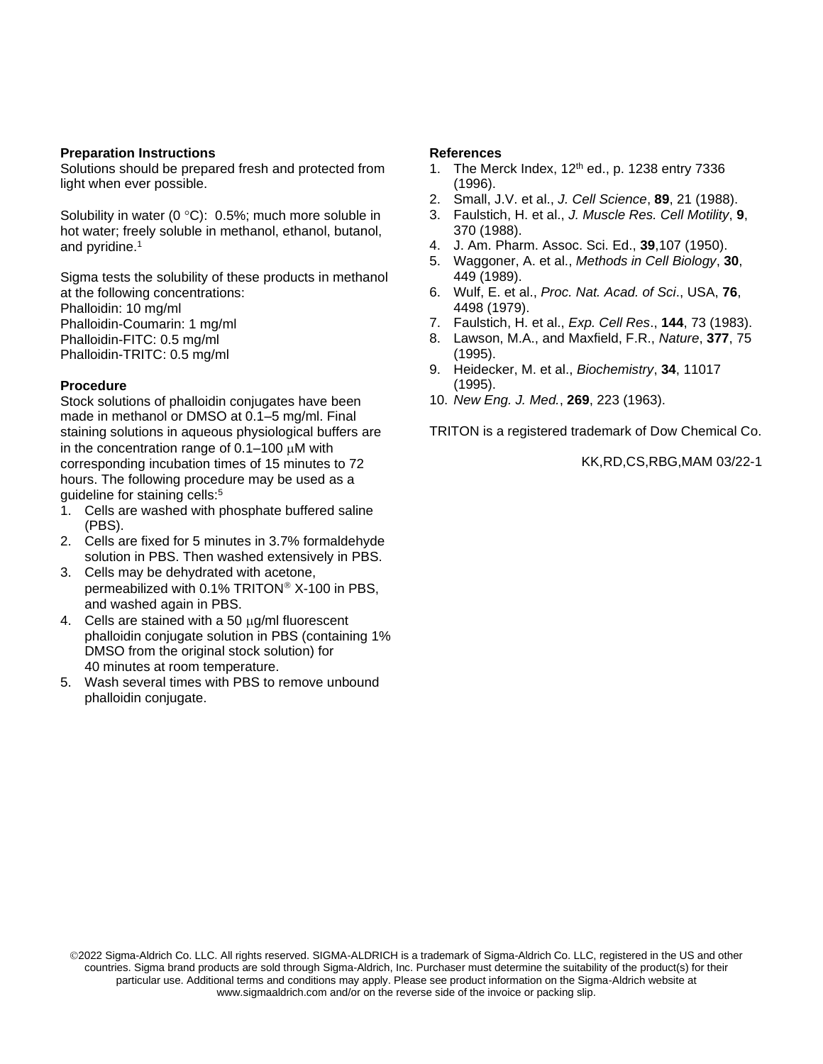## Preparation Instructions

Solutions should be prepared fresh and protected from light when ever possible.

Solubility in water (0 °C): 0.5%; much more soluble in hot water; freely soluble in methanol, ethanol, butanol, and pyridine.[1]

Sigma tests the solubility of these products in methanol at the following concentrations:
Phalloidin: 10 mg/ml
Phalloidin-Coumarin: 1 mg/ml
Phalloidin-FITC: 0.5 mg/ml
Phalloidin-TRITC: 0.5 mg/ml

## Procedure

Stock solutions of phalloidin conjugates have been made in methanol or DMSO at 0.1–5 mg/ml. Final staining solutions in aqueous physiological buffers are in the concentration range of 0.1–100 μM with corresponding incubation times of 15 minutes to 72 hours. The following procedure may be used as a guideline for staining cells:[5]

1. Cells are washed with phosphate buffered saline (PBS).
2. Cells are fixed for 5 minutes in 3.7% formaldehyde solution in PBS. Then washed extensively in PBS.
3. Cells may be dehydrated with acetone, permeabilized with 0.1% TRITON® X-100 in PBS, and washed again in PBS.
4. Cells are stained with a 50 μg/ml fluorescent phalloidin conjugate solution in PBS (containing 1% DMSO from the original stock solution) for 40 minutes at room temperature.
5. Wash several times with PBS to remove unbound phalloidin conjugate.

## References

1. The Merck Index, 12th ed., p. 1238 entry 7336 (1996).
2. Small, J.V. et al., *J. Cell Science*, **89**, 21 (1988).
3. Faulstich, H. et al., *J. Muscle Res. Cell Motility*, **9**, 370 (1988).
4. J. Am. Pharm. Assoc. Sci. Ed., **39**,107 (1950).
5. Waggoner, A. et al., *Methods in Cell Biology*, **30**, 449 (1989).
6. Wulf, E. et al., *Proc. Nat. Acad. of Sci*., USA, **76**, 4498 (1979).
7. Faulstich, H. et al., *Exp. Cell Res*., **144**, 73 (1983).
8. Lawson, M.A., and Maxfield, F.R., *Nature*, **377**, 75 (1995).
9. Heidecker, M. et al., *Biochemistry*, **34**, 11017 (1995).
10. *New Eng. J. Med.*, **269**, 223 (1963).

TRITON is a registered trademark of Dow Chemical Co.

KK,RD,CS,RBG,MAM 03/22-1

©2022 Sigma-Aldrich Co. LLC. All rights reserved. SIGMA-ALDRICH is a trademark of Sigma-Aldrich Co. LLC, registered in the US and other countries. Sigma brand products are sold through Sigma-Aldrich, Inc. Purchaser must determine the suitability of the product(s) for their particular use. Additional terms and conditions may apply. Please see product information on the Sigma-Aldrich website at www.sigmaaldrich.com and/or on the reverse side of the invoice or packing slip.